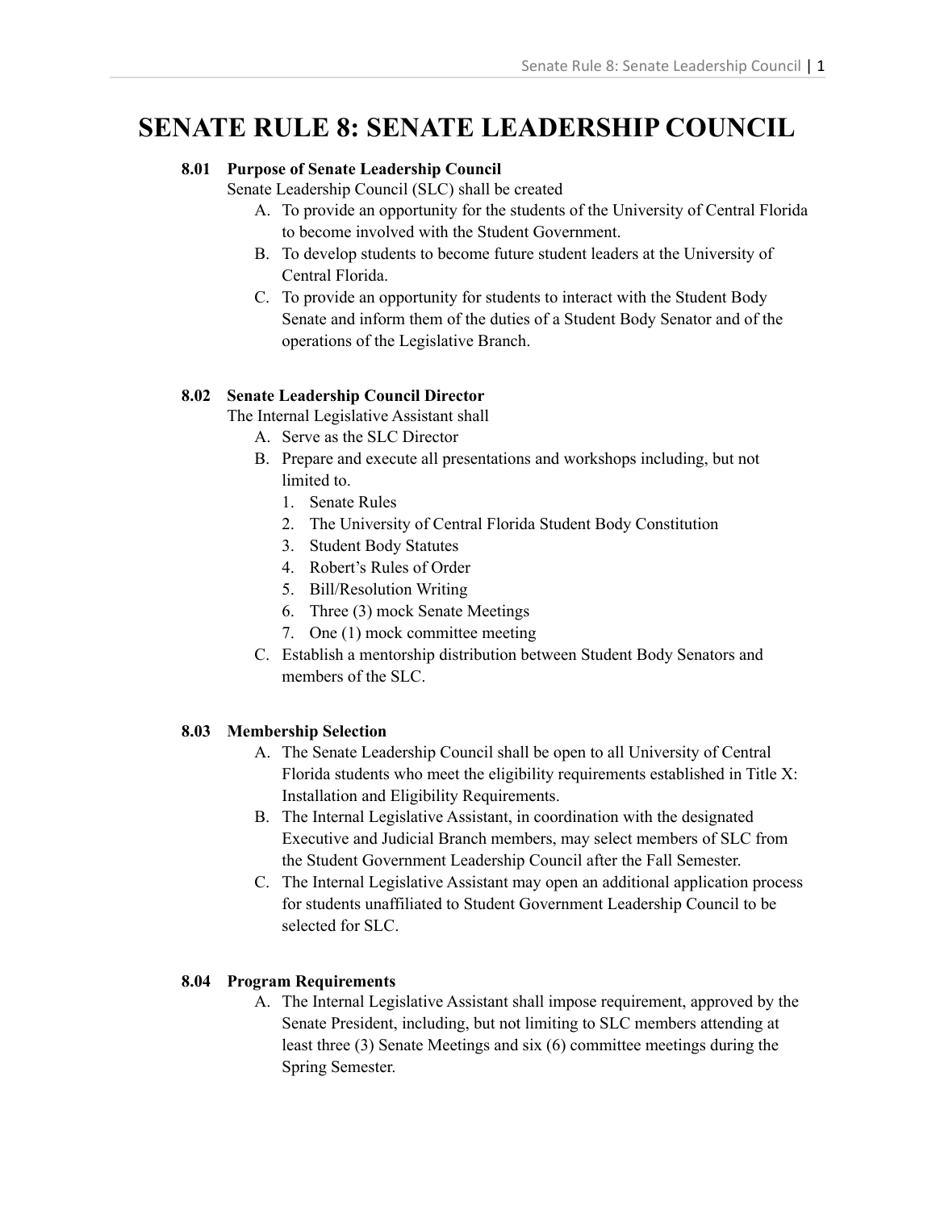# SENATE RULE 8: SENATE LEADERSHIP COUNCIL

**8.01 Purpose of Senate Leadership Council**

Senate Leadership Council (SLC) shall be created

A. To provide an opportunity for the students of the University of Central Florida to become involved with the Student Government.
B. To develop students to become future student leaders at the University of Central Florida.
C. To provide an opportunity for students to interact with the Student Body Senate and inform them of the duties of a Student Body Senator and of the operations of the Legislative Branch.

**8.02 Senate Leadership Council Director**

The Internal Legislative Assistant shall

A. Serve as the SLC Director
B. Prepare and execute all presentations and workshops including, but not limited to.
   1. Senate Rules
   2. The University of Central Florida Student Body Constitution
   3. Student Body Statutes
   4. Robert's Rules of Order
   5. Bill/Resolution Writing
   6. Three (3) mock Senate Meetings
   7. One (1) mock committee meeting
C. Establish a mentorship distribution between Student Body Senators and members of the SLC.

**8.03 Membership Selection**

A. The Senate Leadership Council shall be open to all University of Central Florida students who meet the eligibility requirements established in Title X: Installation and Eligibility Requirements.
B. The Internal Legislative Assistant, in coordination with the designated Executive and Judicial Branch members, may select members of SLC from the Student Government Leadership Council after the Fall Semester.
C. The Internal Legislative Assistant may open an additional application process for students unaffiliated to Student Government Leadership Council to be selected for SLC.

**8.04 Program Requirements**

A. The Internal Legislative Assistant shall impose requirement, approved by the Senate President, including, but not limiting to SLC members attending at least three (3) Senate Meetings and six (6) committee meetings during the Spring Semester.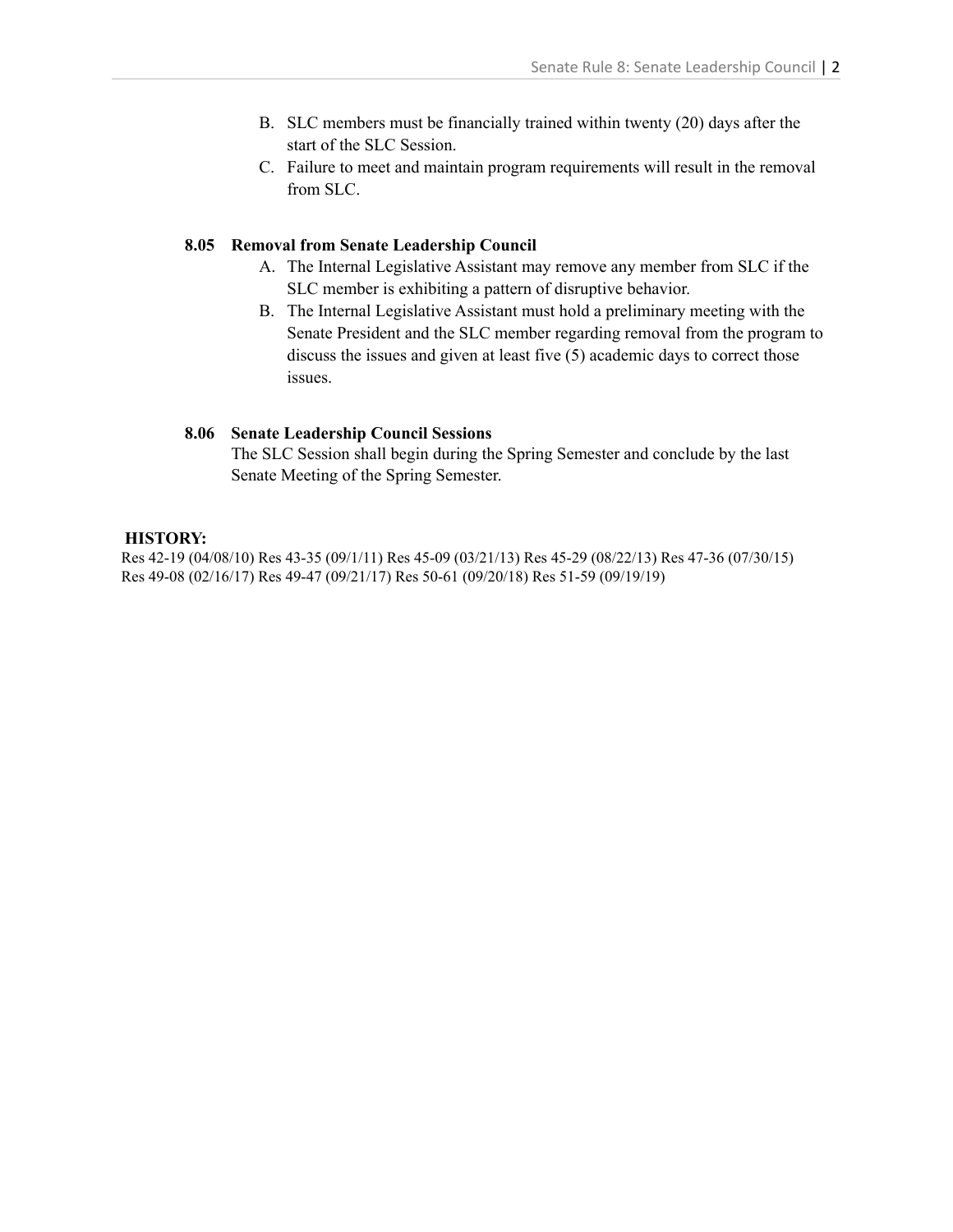B. SLC members must be financially trained within twenty (20) days after the start of the SLC Session.

C. Failure to meet and maintain program requirements will result in the removal from SLC.

### 8.05 Removal from Senate Leadership Council

A. The Internal Legislative Assistant may remove any member from SLC if the SLC member is exhibiting a pattern of disruptive behavior.

B. The Internal Legislative Assistant must hold a preliminary meeting with the Senate President and the SLC member regarding removal from the program to discuss the issues and given at least five (5) academic days to correct those issues.

### 8.06 Senate Leadership Council Sessions

The SLC Session shall begin during the Spring Semester and conclude by the last Senate Meeting of the Spring Semester.

**HISTORY:**

Res 42-19 (04/08/10) Res 43-35 (09/1/11) Res 45-09 (03/21/13) Res 45-29 (08/22/13) Res 47-36 (07/30/15) Res 49-08 (02/16/17) Res 49-47 (09/21/17) Res 50-61 (09/20/18) Res 51-59 (09/19/19)